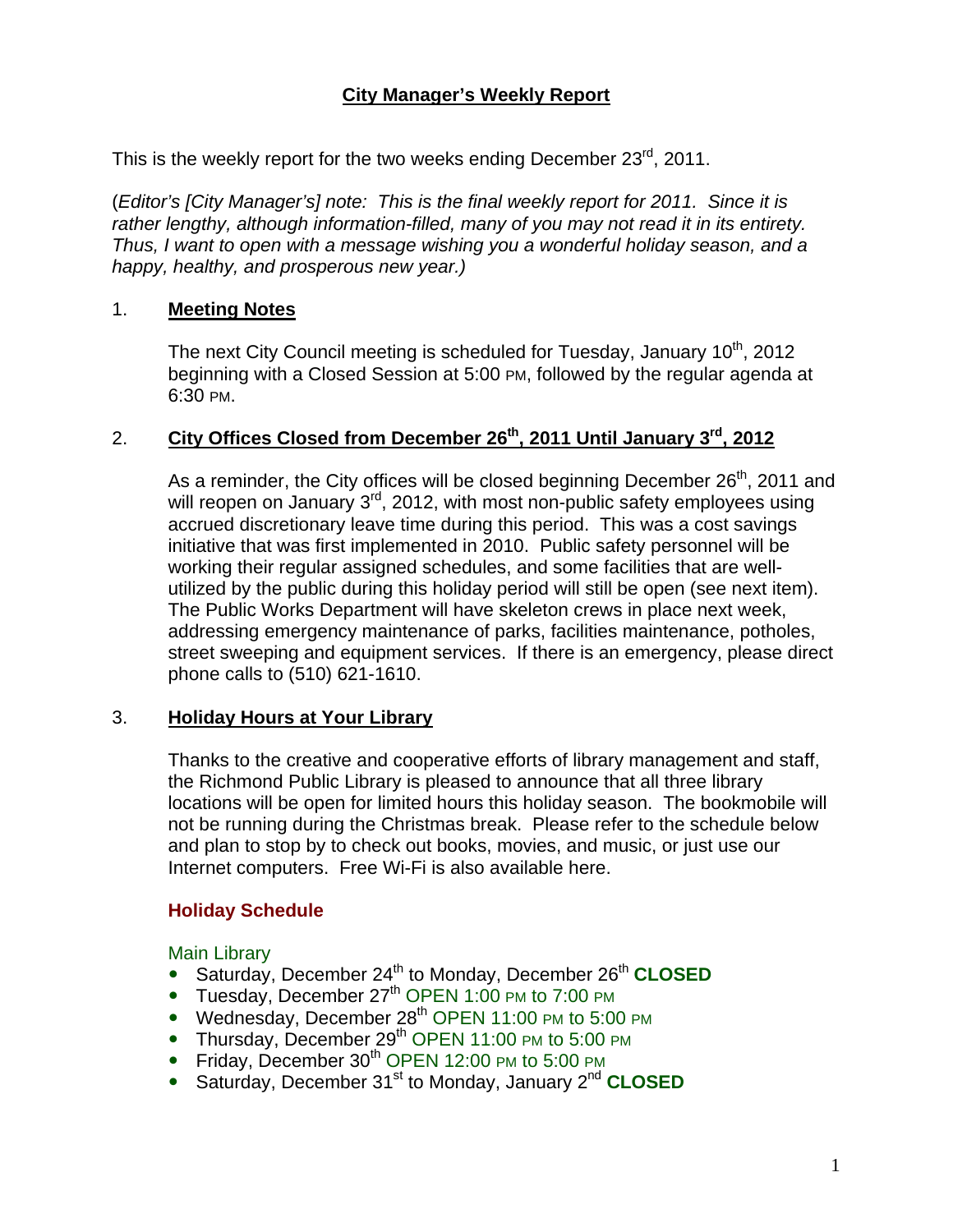# City Manager's Weekly Report

This is the weekly report for the two weeks ending December 23rd, 2011.

(*Editor's [City Manager's] note: This is the final weekly report for 2011. Since it is rather lengthy, although information-filled, many of you may not read it in its entirety. Thus, I want to open with a message wishing you a wonderful holiday season, and a happy, healthy, and prosperous new year.*)

## 1. Meeting Notes

The next City Council meeting is scheduled for Tuesday, January 10th, 2012 beginning with a Closed Session at 5:00 PM, followed by the regular agenda at 6:30 PM.

## 2. City Offices Closed from December 26th, 2011 Until January 3rd, 2012

As a reminder, the City offices will be closed beginning December 26th, 2011 and will reopen on January 3rd, 2012, with most non-public safety employees using accrued discretionary leave time during this period. This was a cost savings initiative that was first implemented in 2010. Public safety personnel will be working their regular assigned schedules, and some facilities that are well-utilized by the public during this holiday period will still be open (see next item). The Public Works Department will have skeleton crews in place next week, addressing emergency maintenance of parks, facilities maintenance, potholes, street sweeping and equipment services. If there is an emergency, please direct phone calls to (510) 621-1610.

## 3. Holiday Hours at Your Library

Thanks to the creative and cooperative efforts of library management and staff, the Richmond Public Library is pleased to announce that all three library locations will be open for limited hours this holiday season. The bookmobile will not be running during the Christmas break. Please refer to the schedule below and plan to stop by to check out books, movies, and music, or just use our Internet computers. Free Wi-Fi is also available here.

### Holiday Schedule

Main Library

- Saturday, December 24th to Monday, December 26th **CLOSED**
- Tuesday, December 27th OPEN 1:00 PM to 7:00 PM
- Wednesday, December 28th OPEN 11:00 PM to 5:00 PM
- Thursday, December 29th OPEN 11:00 PM to 5:00 PM
- Friday, December 30th OPEN 12:00 PM to 5:00 PM
- Saturday, December 31st to Monday, January 2nd **CLOSED**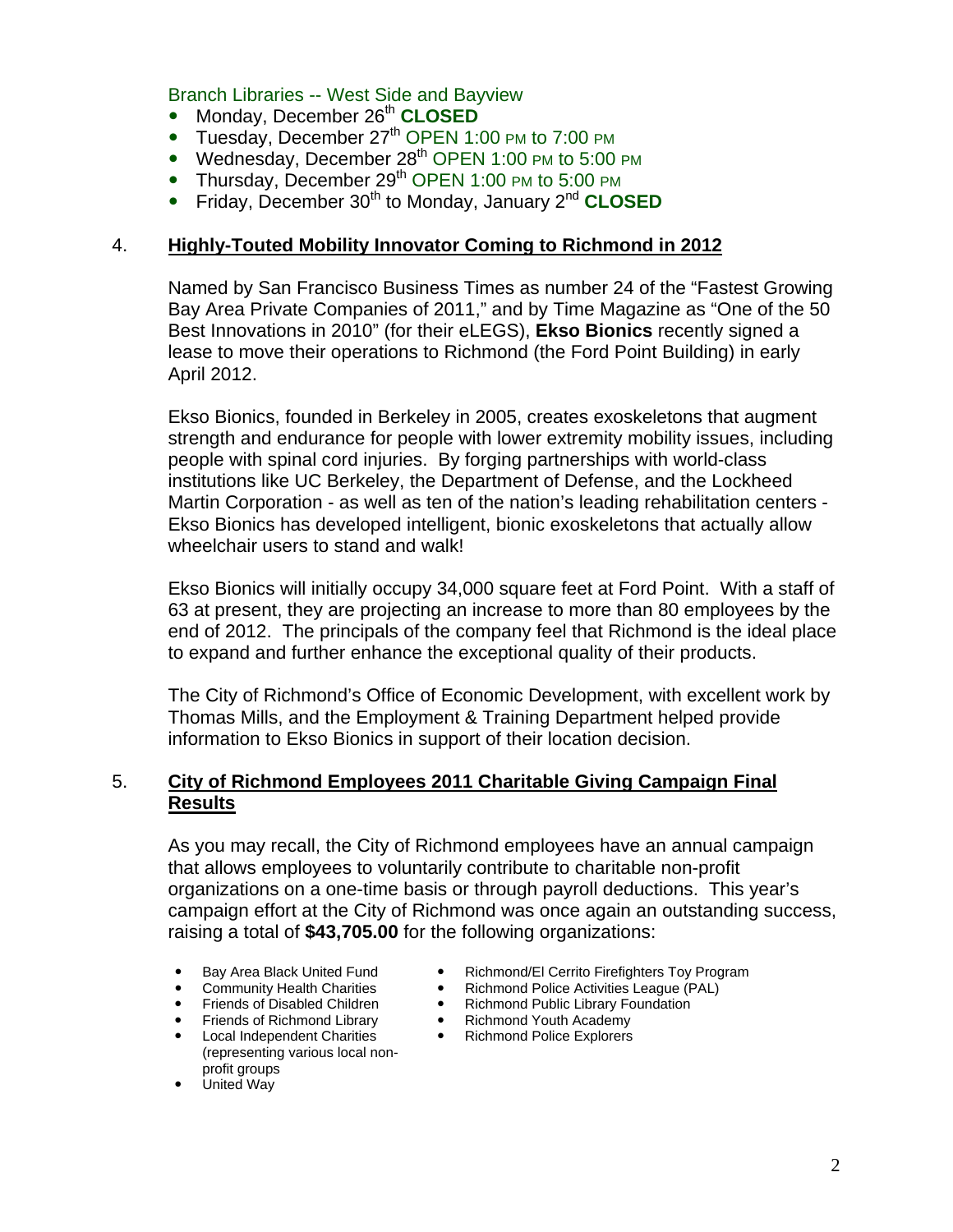Branch Libraries -- West Side and Bayview

- Monday, December 26th **CLOSED**
- Tuesday, December 27th OPEN 1:00 PM to 7:00 PM
- Wednesday, December 28th OPEN 1:00 PM to 5:00 PM
- Thursday, December 29th OPEN 1:00 PM to 5:00 PM
- Friday, December 30th to Monday, January 2nd **CLOSED**

## 4. Highly-Touted Mobility Innovator Coming to Richmond in 2012

Named by San Francisco Business Times as number 24 of the "Fastest Growing Bay Area Private Companies of 2011," and by Time Magazine as "One of the 50 Best Innovations in 2010" (for their eLEGS), **Ekso Bionics** recently signed a lease to move their operations to Richmond (the Ford Point Building) in early April 2012.

Ekso Bionics, founded in Berkeley in 2005, creates exoskeletons that augment strength and endurance for people with lower extremity mobility issues, including people with spinal cord injuries. By forging partnerships with world-class institutions like UC Berkeley, the Department of Defense, and the Lockheed Martin Corporation - as well as ten of the nation's leading rehabilitation centers - Ekso Bionics has developed intelligent, bionic exoskeletons that actually allow wheelchair users to stand and walk!

Ekso Bionics will initially occupy 34,000 square feet at Ford Point. With a staff of 63 at present, they are projecting an increase to more than 80 employees by the end of 2012. The principals of the company feel that Richmond is the ideal place to expand and further enhance the exceptional quality of their products.

The City of Richmond's Office of Economic Development, with excellent work by Thomas Mills, and the Employment & Training Department helped provide information to Ekso Bionics in support of their location decision.

## 5. City of Richmond Employees 2011 Charitable Giving Campaign Final Results

As you may recall, the City of Richmond employees have an annual campaign that allows employees to voluntarily contribute to charitable non-profit organizations on a one-time basis or through payroll deductions. This year's campaign effort at the City of Richmond was once again an outstanding success, raising a total of **$43,705.00** for the following organizations:

- Bay Area Black United Fund
- Community Health Charities
- Friends of Disabled Children
- Friends of Richmond Library
- Local Independent Charities (representing various local non-profit groups
- United Way
- Richmond/El Cerrito Firefighters Toy Program
- Richmond Police Activities League (PAL)
- Richmond Public Library Foundation
- Richmond Youth Academy
- Richmond Police Explorers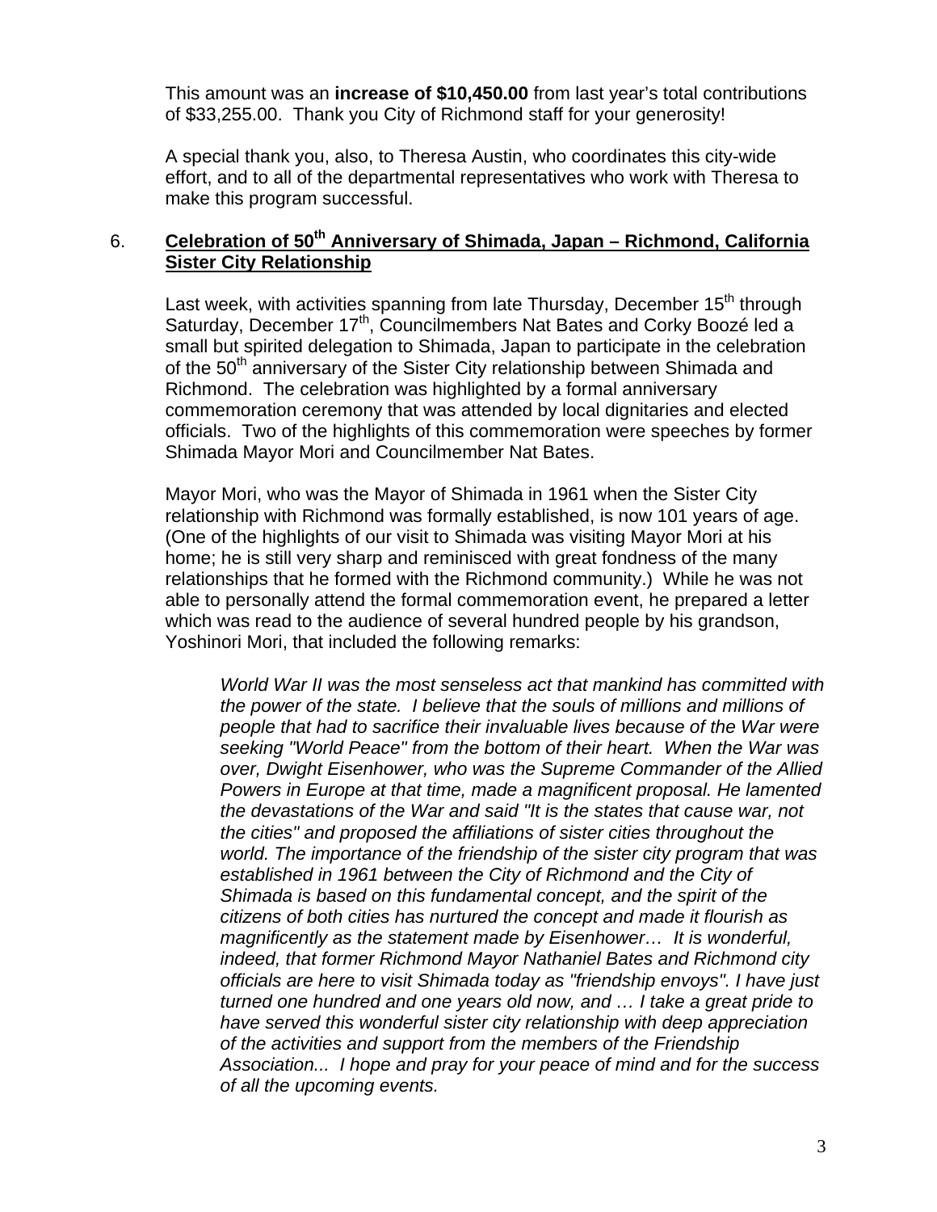This amount was an **increase of $10,450.00** from last year's total contributions of $33,255.00. Thank you City of Richmond staff for your generosity!

A special thank you, also, to Theresa Austin, who coordinates this city-wide effort, and to all of the departmental representatives who work with Theresa to make this program successful.

## 6. Celebration of 50th Anniversary of Shimada, Japan – Richmond, California Sister City Relationship

Last week, with activities spanning from late Thursday, December 15th through Saturday, December 17th, Councilmembers Nat Bates and Corky Boozé led a small but spirited delegation to Shimada, Japan to participate in the celebration of the 50th anniversary of the Sister City relationship between Shimada and Richmond. The celebration was highlighted by a formal anniversary commemoration ceremony that was attended by local dignitaries and elected officials. Two of the highlights of this commemoration were speeches by former Shimada Mayor Mori and Councilmember Nat Bates.

Mayor Mori, who was the Mayor of Shimada in 1961 when the Sister City relationship with Richmond was formally established, is now 101 years of age. (One of the highlights of our visit to Shimada was visiting Mayor Mori at his home; he is still very sharp and reminisced with great fondness of the many relationships that he formed with the Richmond community.) While he was not able to personally attend the formal commemoration event, he prepared a letter which was read to the audience of several hundred people by his grandson, Yoshinori Mori, that included the following remarks:

> *World War II was the most senseless act that mankind has committed with the power of the state. I believe that the souls of millions and millions of people that had to sacrifice their invaluable lives because of the War were seeking "World Peace" from the bottom of their heart. When the War was over, Dwight Eisenhower, who was the Supreme Commander of the Allied Powers in Europe at that time, made a magnificent proposal. He lamented the devastations of the War and said "It is the states that cause war, not the cities" and proposed the affiliations of sister cities throughout the world. The importance of the friendship of the sister city program that was established in 1961 between the City of Richmond and the City of Shimada is based on this fundamental concept, and the spirit of the citizens of both cities has nurtured the concept and made it flourish as magnificently as the statement made by Eisenhower… It is wonderful, indeed, that former Richmond Mayor Nathaniel Bates and Richmond city officials are here to visit Shimada today as "friendship envoys". I have just turned one hundred and one years old now, and … I take a great pride to have served this wonderful sister city relationship with deep appreciation of the activities and support from the members of the Friendship Association... I hope and pray for your peace of mind and for the success of all the upcoming events.*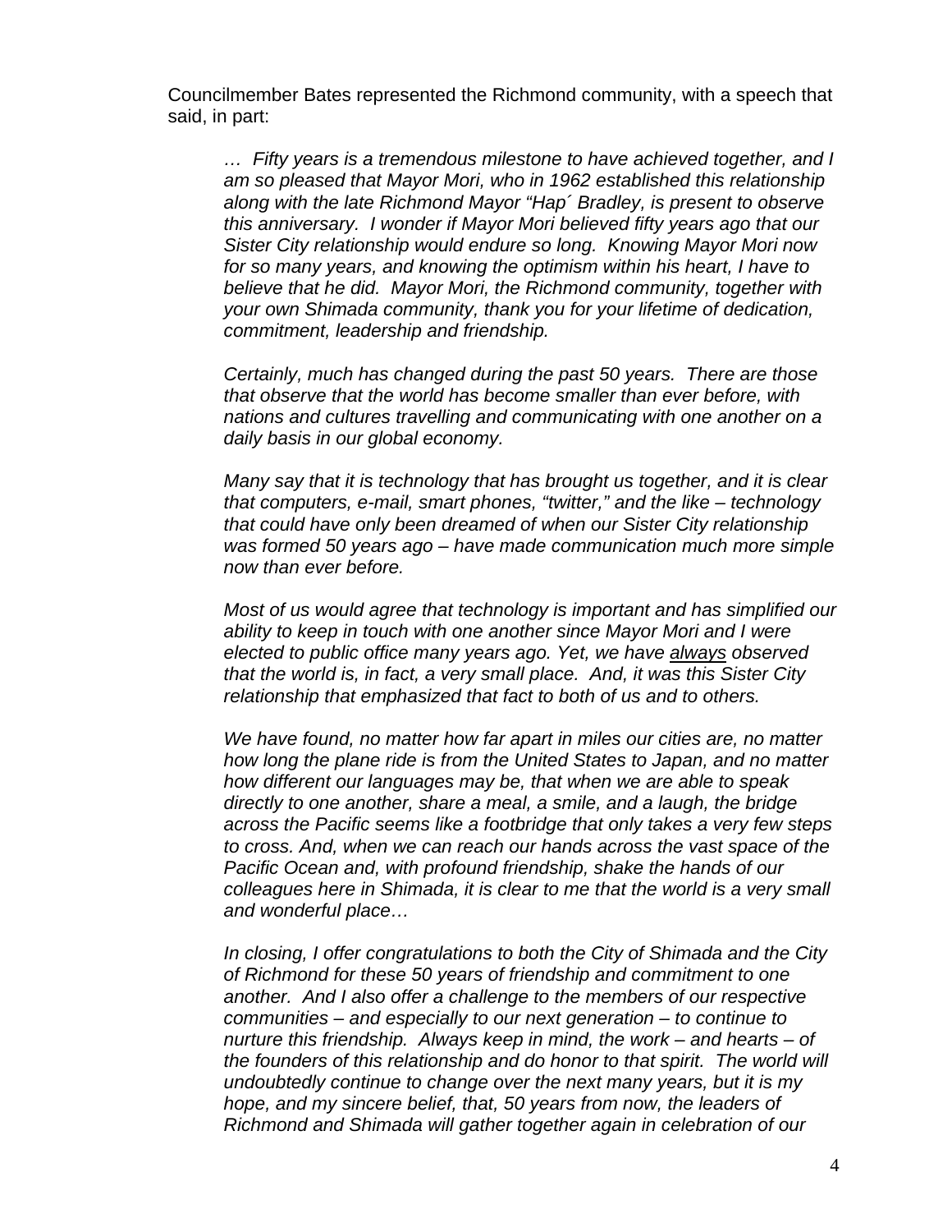Councilmember Bates represented the Richmond community, with a speech that said, in part:

> *… Fifty years is a tremendous milestone to have achieved together, and I am so pleased that Mayor Mori, who in 1962 established this relationship along with the late Richmond Mayor "Hap´ Bradley, is present to observe this anniversary. I wonder if Mayor Mori believed fifty years ago that our Sister City relationship would endure so long. Knowing Mayor Mori now for so many years, and knowing the optimism within his heart, I have to believe that he did. Mayor Mori, the Richmond community, together with your own Shimada community, thank you for your lifetime of dedication, commitment, leadership and friendship.*
>
> *Certainly, much has changed during the past 50 years. There are those that observe that the world has become smaller than ever before, with nations and cultures travelling and communicating with one another on a daily basis in our global economy.*
>
> *Many say that it is technology that has brought us together, and it is clear that computers, e-mail, smart phones, "twitter," and the like – technology that could have only been dreamed of when our Sister City relationship was formed 50 years ago – have made communication much more simple now than ever before.*
>
> *Most of us would agree that technology is important and has simplified our ability to keep in touch with one another since Mayor Mori and I were elected to public office many years ago. Yet, we have <u>always</u> observed that the world is, in fact, a very small place. And, it was this Sister City relationship that emphasized that fact to both of us and to others.*
>
> *We have found, no matter how far apart in miles our cities are, no matter how long the plane ride is from the United States to Japan, and no matter how different our languages may be, that when we are able to speak directly to one another, share a meal, a smile, and a laugh, the bridge across the Pacific seems like a footbridge that only takes a very few steps to cross. And, when we can reach our hands across the vast space of the Pacific Ocean and, with profound friendship, shake the hands of our colleagues here in Shimada, it is clear to me that the world is a very small and wonderful place…*
>
> *In closing, I offer congratulations to both the City of Shimada and the City of Richmond for these 50 years of friendship and commitment to one another. And I also offer a challenge to the members of our respective communities – and especially to our next generation – to continue to nurture this friendship. Always keep in mind, the work – and hearts – of the founders of this relationship and do honor to that spirit. The world will undoubtedly continue to change over the next many years, but it is my hope, and my sincere belief, that, 50 years from now, the leaders of Richmond and Shimada will gather together again in celebration of our*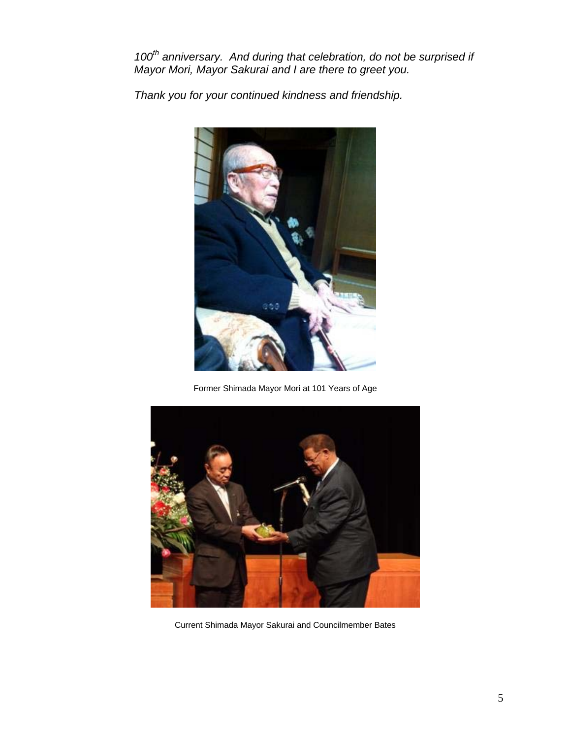*100th anniversary. And during that celebration, do not be surprised if Mayor Mori, Mayor Sakurai and I are there to greet you.*

*Thank you for your continued kindness and friendship.*

Former Shimada Mayor Mori at 101 Years of Age

Current Shimada Mayor Sakurai and Councilmember Bates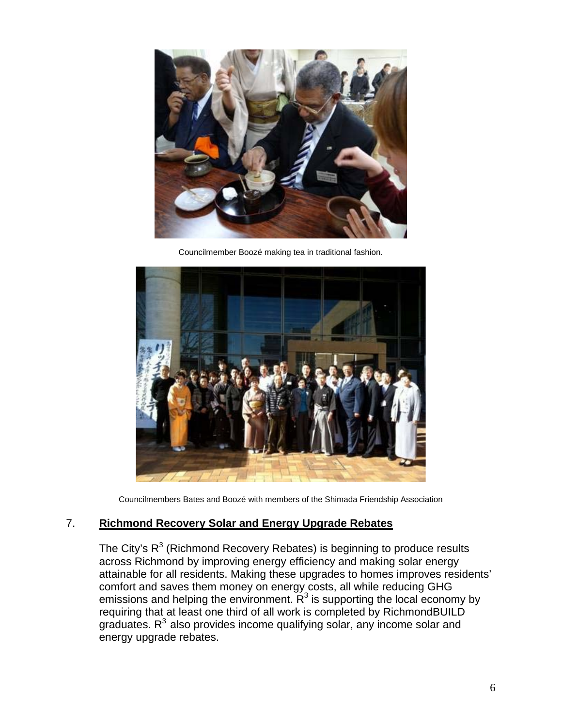Councilmember Boozé making tea in traditional fashion.

Councilmembers Bates and Boozé with members of the Shimada Friendship Association

## 7. **Richmond Recovery Solar and Energy Upgrade Rebates**

The City's $R^3$ (Richmond Recovery Rebates) is beginning to produce results across Richmond by improving energy efficiency and making solar energy attainable for all residents. Making these upgrades to homes improves residents' comfort and saves them money on energy costs, all while reducing GHG emissions and helping the environment. $R^3$ is supporting the local economy by requiring that at least one third of all work is completed by RichmondBUILD graduates. $R^3$ also provides income qualifying solar, any income solar and energy upgrade rebates.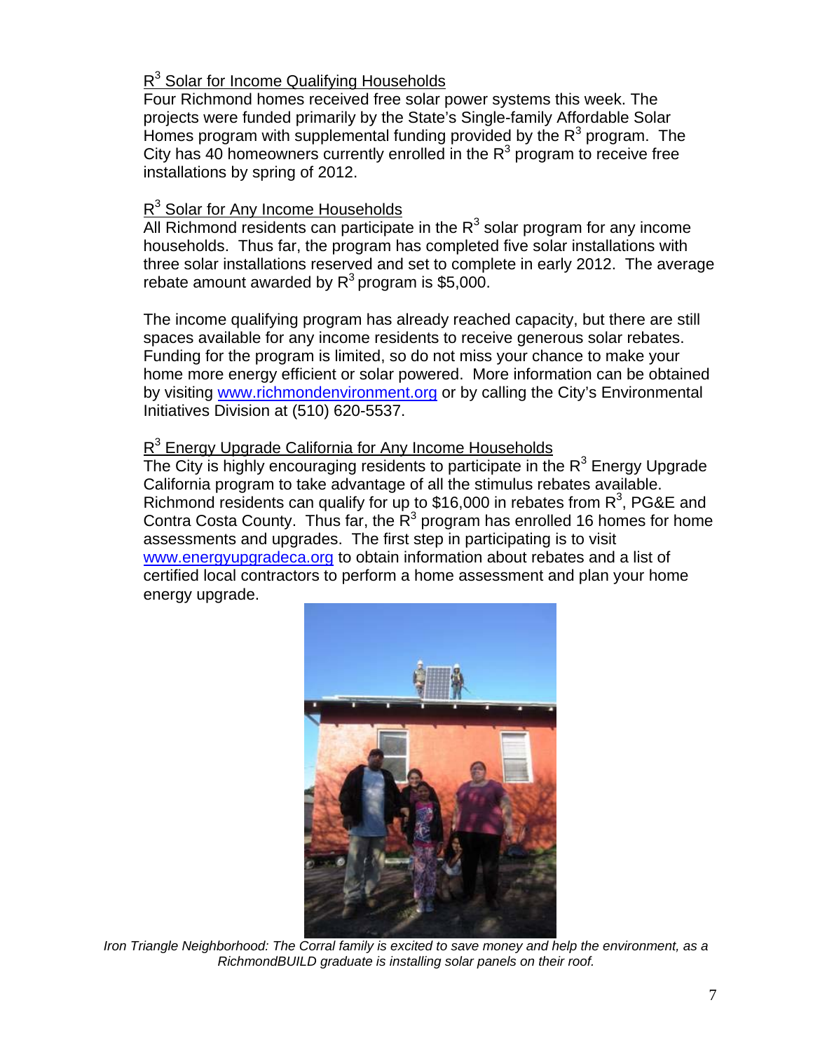<u>$R^3$ Solar for Income Qualifying Households</u>

Four Richmond homes received free solar power systems this week. The projects were funded primarily by the State's Single-family Affordable Solar Homes program with supplemental funding provided by the $R^3$ program. The City has 40 homeowners currently enrolled in the $R^3$ program to receive free installations by spring of 2012.

<u>$R^3$ Solar for Any Income Households</u>

All Richmond residents can participate in the $R^3$ solar program for any income households. Thus far, the program has completed five solar installations with three solar installations reserved and set to complete in early 2012. The average rebate amount awarded by $R^3$ program is $5,000.

The income qualifying program has already reached capacity, but there are still spaces available for any income residents to receive generous solar rebates. Funding for the program is limited, so do not miss your chance to make your home more energy efficient or solar powered. More information can be obtained by visiting www.richmondenvironment.org or by calling the City's Environmental Initiatives Division at (510) 620-5537.

<u>$R^3$ Energy Upgrade California for Any Income Households</u>

The City is highly encouraging residents to participate in the $R^3$ Energy Upgrade California program to take advantage of all the stimulus rebates available. Richmond residents can qualify for up to $16,000 in rebates from $R^3$, PG&E and Contra Costa County. Thus far, the $R^3$ program has enrolled 16 homes for home assessments and upgrades. The first step in participating is to visit www.energyupgradeca.org to obtain information about rebates and a list of certified local contractors to perform a home assessment and plan your home energy upgrade.

*Iron Triangle Neighborhood: The Corral family is excited to save money and help the environment, as a RichmondBUILD graduate is installing solar panels on their roof.*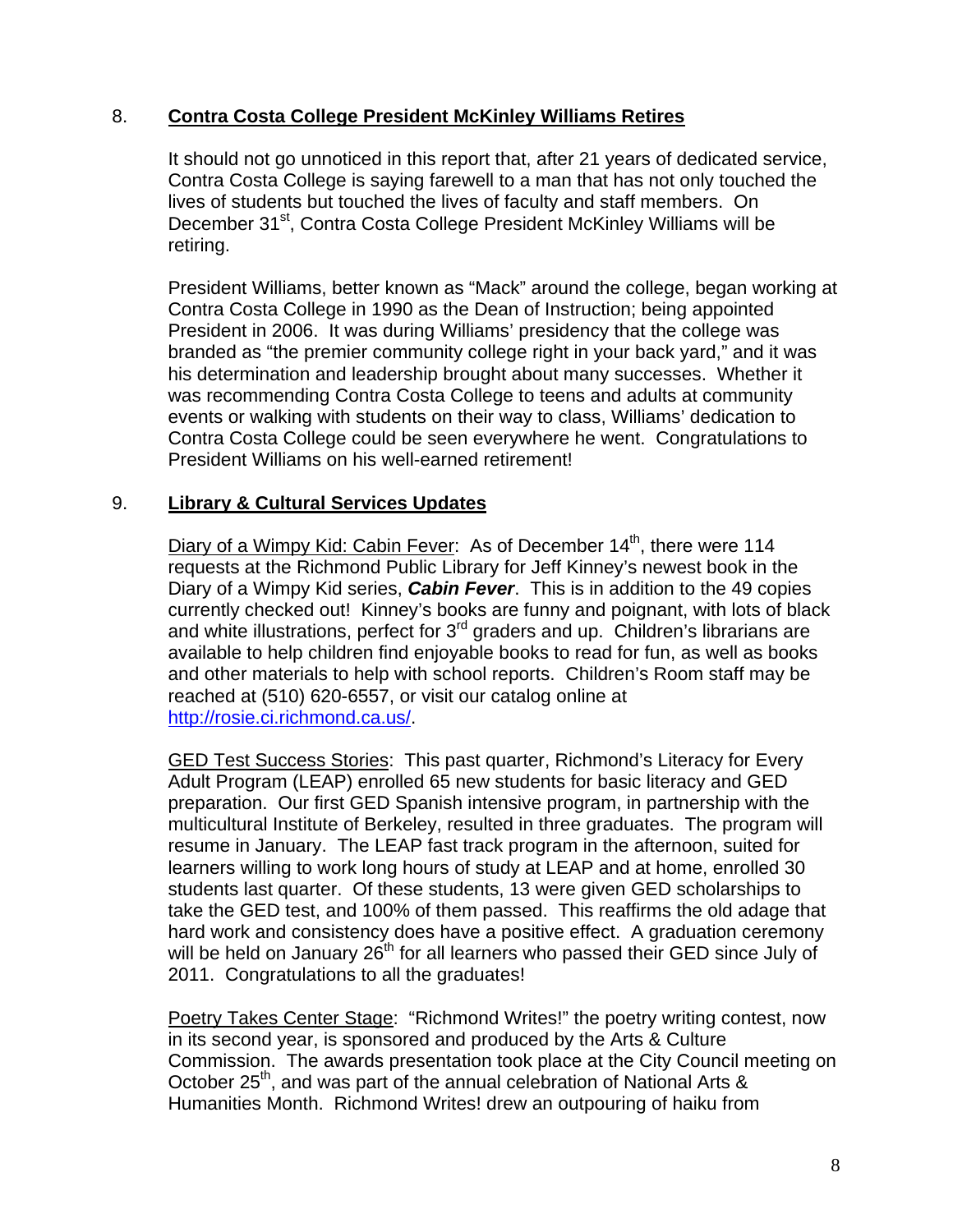8. **Contra Costa College President McKinley Williams Retires**

It should not go unnoticed in this report that, after 21 years of dedicated service, Contra Costa College is saying farewell to a man that has not only touched the lives of students but touched the lives of faculty and staff members. On December 31st, Contra Costa College President McKinley Williams will be retiring.

President Williams, better known as "Mack" around the college, began working at Contra Costa College in 1990 as the Dean of Instruction; being appointed President in 2006. It was during Williams' presidency that the college was branded as "the premier community college right in your back yard," and it was his determination and leadership brought about many successes. Whether it was recommending Contra Costa College to teens and adults at community events or walking with students on their way to class, Williams' dedication to Contra Costa College could be seen everywhere he went. Congratulations to President Williams on his well-earned retirement!

9. **Library & Cultural Services Updates**

Diary of a Wimpy Kid: Cabin Fever: As of December 14th, there were 114 requests at the Richmond Public Library for Jeff Kinney's newest book in the Diary of a Wimpy Kid series, ***Cabin Fever***. This is in addition to the 49 copies currently checked out! Kinney's books are funny and poignant, with lots of black and white illustrations, perfect for 3rd graders and up. Children's librarians are available to help children find enjoyable books to read for fun, as well as books and other materials to help with school reports. Children's Room staff may be reached at (510) 620-6557, or visit our catalog online at http://rosie.ci.richmond.ca.us/.

GED Test Success Stories: This past quarter, Richmond's Literacy for Every Adult Program (LEAP) enrolled 65 new students for basic literacy and GED preparation. Our first GED Spanish intensive program, in partnership with the multicultural Institute of Berkeley, resulted in three graduates. The program will resume in January. The LEAP fast track program in the afternoon, suited for learners willing to work long hours of study at LEAP and at home, enrolled 30 students last quarter. Of these students, 13 were given GED scholarships to take the GED test, and 100% of them passed. This reaffirms the old adage that hard work and consistency does have a positive effect. A graduation ceremony will be held on January 26th for all learners who passed their GED since July of 2011. Congratulations to all the graduates!

Poetry Takes Center Stage: "Richmond Writes!" the poetry writing contest, now in its second year, is sponsored and produced by the Arts & Culture Commission. The awards presentation took place at the City Council meeting on October 25th, and was part of the annual celebration of National Arts & Humanities Month. Richmond Writes! drew an outpouring of haiku from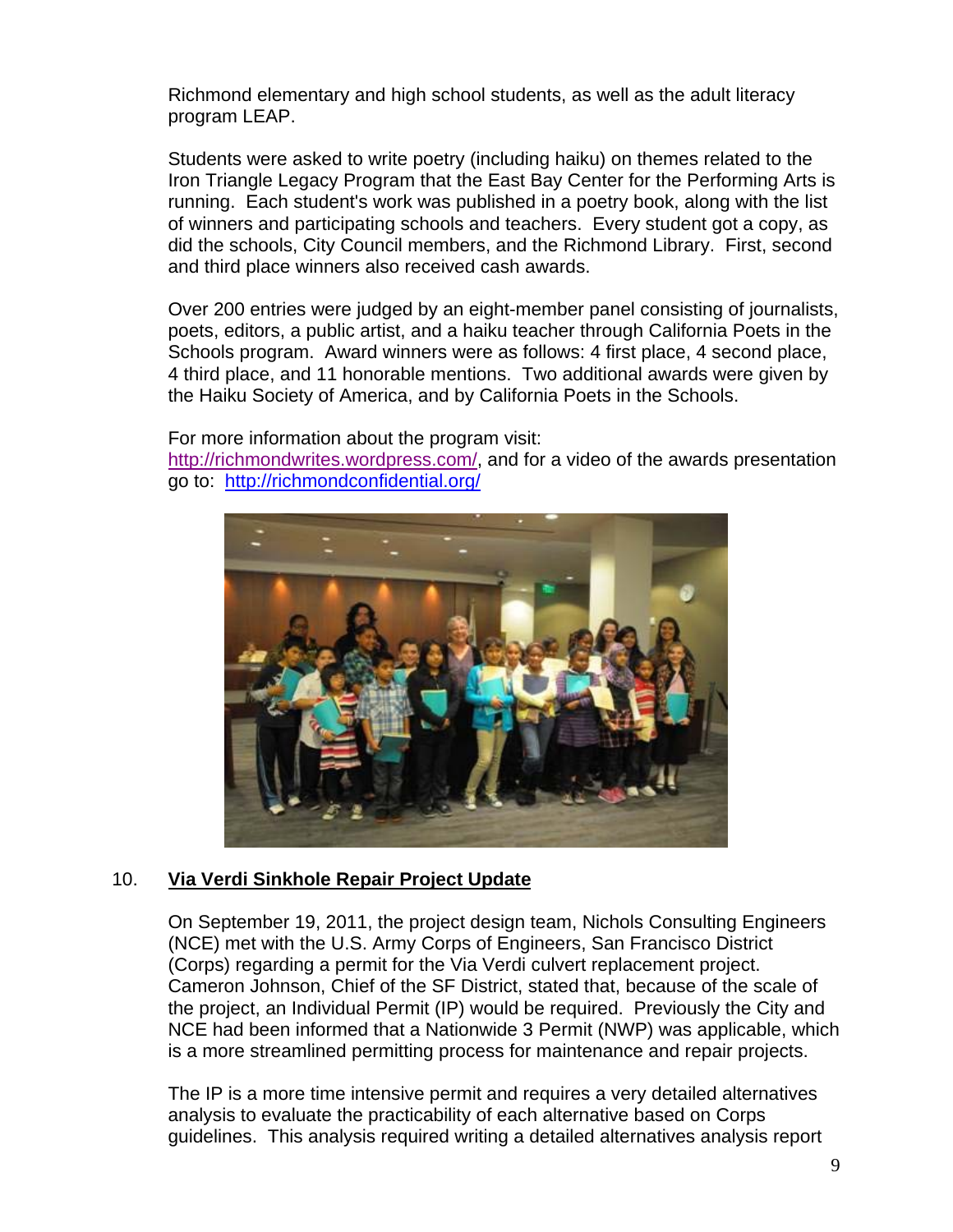Richmond elementary and high school students, as well as the adult literacy program LEAP.

Students were asked to write poetry (including haiku) on themes related to the Iron Triangle Legacy Program that the East Bay Center for the Performing Arts is running. Each student's work was published in a poetry book, along with the list of winners and participating schools and teachers. Every student got a copy, as did the schools, City Council members, and the Richmond Library. First, second and third place winners also received cash awards.

Over 200 entries were judged by an eight-member panel consisting of journalists, poets, editors, a public artist, and a haiku teacher through California Poets in the Schools program. Award winners were as follows: 4 first place, 4 second place, 4 third place, and 11 honorable mentions. Two additional awards were given by the Haiku Society of America, and by California Poets in the Schools.

For more information about the program visit: http://richmondwrites.wordpress.com/, and for a video of the awards presentation go to: http://richmondconfidential.org/

10. **Via Verdi Sinkhole Repair Project Update**

On September 19, 2011, the project design team, Nichols Consulting Engineers (NCE) met with the U.S. Army Corps of Engineers, San Francisco District (Corps) regarding a permit for the Via Verdi culvert replacement project. Cameron Johnson, Chief of the SF District, stated that, because of the scale of the project, an Individual Permit (IP) would be required. Previously the City and NCE had been informed that a Nationwide 3 Permit (NWP) was applicable, which is a more streamlined permitting process for maintenance and repair projects.

The IP is a more time intensive permit and requires a very detailed alternatives analysis to evaluate the practicability of each alternative based on Corps guidelines. This analysis required writing a detailed alternatives analysis report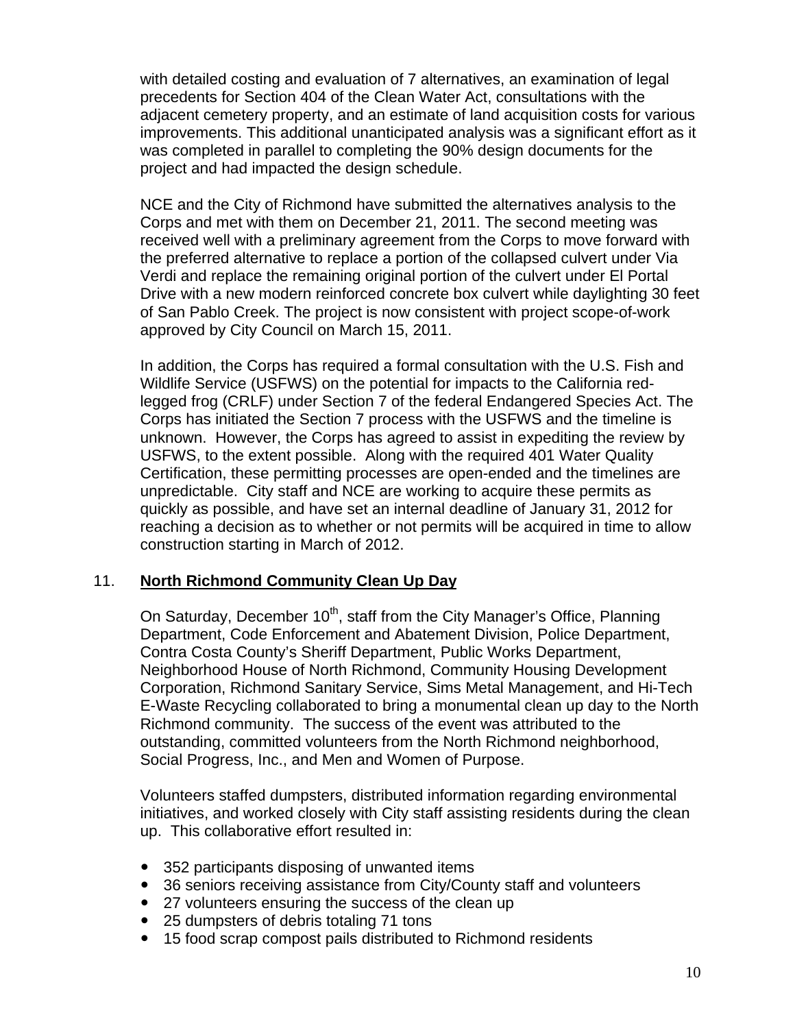with detailed costing and evaluation of 7 alternatives, an examination of legal precedents for Section 404 of the Clean Water Act, consultations with the adjacent cemetery property, and an estimate of land acquisition costs for various improvements. This additional unanticipated analysis was a significant effort as it was completed in parallel to completing the 90% design documents for the project and had impacted the design schedule.

NCE and the City of Richmond have submitted the alternatives analysis to the Corps and met with them on December 21, 2011. The second meeting was received well with a preliminary agreement from the Corps to move forward with the preferred alternative to replace a portion of the collapsed culvert under Via Verdi and replace the remaining original portion of the culvert under El Portal Drive with a new modern reinforced concrete box culvert while daylighting 30 feet of San Pablo Creek. The project is now consistent with project scope-of-work approved by City Council on March 15, 2011.

In addition, the Corps has required a formal consultation with the U.S. Fish and Wildlife Service (USFWS) on the potential for impacts to the California red-legged frog (CRLF) under Section 7 of the federal Endangered Species Act. The Corps has initiated the Section 7 process with the USFWS and the timeline is unknown. However, the Corps has agreed to assist in expediting the review by USFWS, to the extent possible. Along with the required 401 Water Quality Certification, these permitting processes are open-ended and the timelines are unpredictable. City staff and NCE are working to acquire these permits as quickly as possible, and have set an internal deadline of January 31, 2012 for reaching a decision as to whether or not permits will be acquired in time to allow construction starting in March of 2012.

11. **North Richmond Community Clean Up Day**

On Saturday, December 10th, staff from the City Manager's Office, Planning Department, Code Enforcement and Abatement Division, Police Department, Contra Costa County's Sheriff Department, Public Works Department, Neighborhood House of North Richmond, Community Housing Development Corporation, Richmond Sanitary Service, Sims Metal Management, and Hi-Tech E-Waste Recycling collaborated to bring a monumental clean up day to the North Richmond community. The success of the event was attributed to the outstanding, committed volunteers from the North Richmond neighborhood, Social Progress, Inc., and Men and Women of Purpose.

Volunteers staffed dumpsters, distributed information regarding environmental initiatives, and worked closely with City staff assisting residents during the clean up. This collaborative effort resulted in:

- 352 participants disposing of unwanted items
- 36 seniors receiving assistance from City/County staff and volunteers
- 27 volunteers ensuring the success of the clean up
- 25 dumpsters of debris totaling 71 tons
- 15 food scrap compost pails distributed to Richmond residents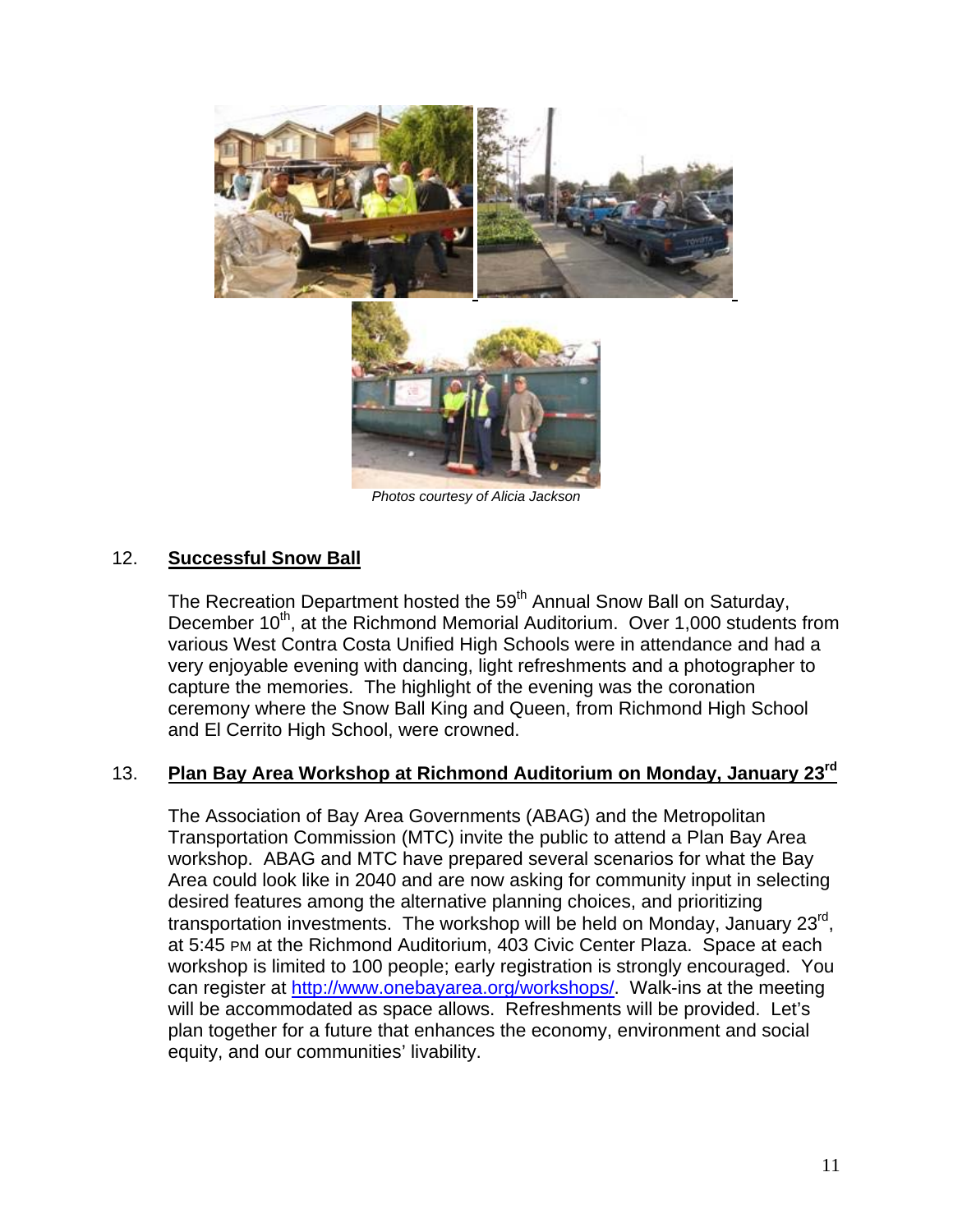*Photos courtesy of Alicia Jackson*

## 12. Successful Snow Ball

The Recreation Department hosted the 59th Annual Snow Ball on Saturday, December 10th, at the Richmond Memorial Auditorium. Over 1,000 students from various West Contra Costa Unified High Schools were in attendance and had a very enjoyable evening with dancing, light refreshments and a photographer to capture the memories. The highlight of the evening was the coronation ceremony where the Snow Ball King and Queen, from Richmond High School and El Cerrito High School, were crowned.

## 13. Plan Bay Area Workshop at Richmond Auditorium on Monday, January 23rd

The Association of Bay Area Governments (ABAG) and the Metropolitan Transportation Commission (MTC) invite the public to attend a Plan Bay Area workshop. ABAG and MTC have prepared several scenarios for what the Bay Area could look like in 2040 and are now asking for community input in selecting desired features among the alternative planning choices, and prioritizing transportation investments. The workshop will be held on Monday, January 23rd, at 5:45 PM at the Richmond Auditorium, 403 Civic Center Plaza. Space at each workshop is limited to 100 people; early registration is strongly encouraged. You can register at [http://www.onebayarea.org/workshops/](http://www.onebayarea.org/workshops/). Walk-ins at the meeting will be accommodated as space allows. Refreshments will be provided. Let's plan together for a future that enhances the economy, environment and social equity, and our communities' livability.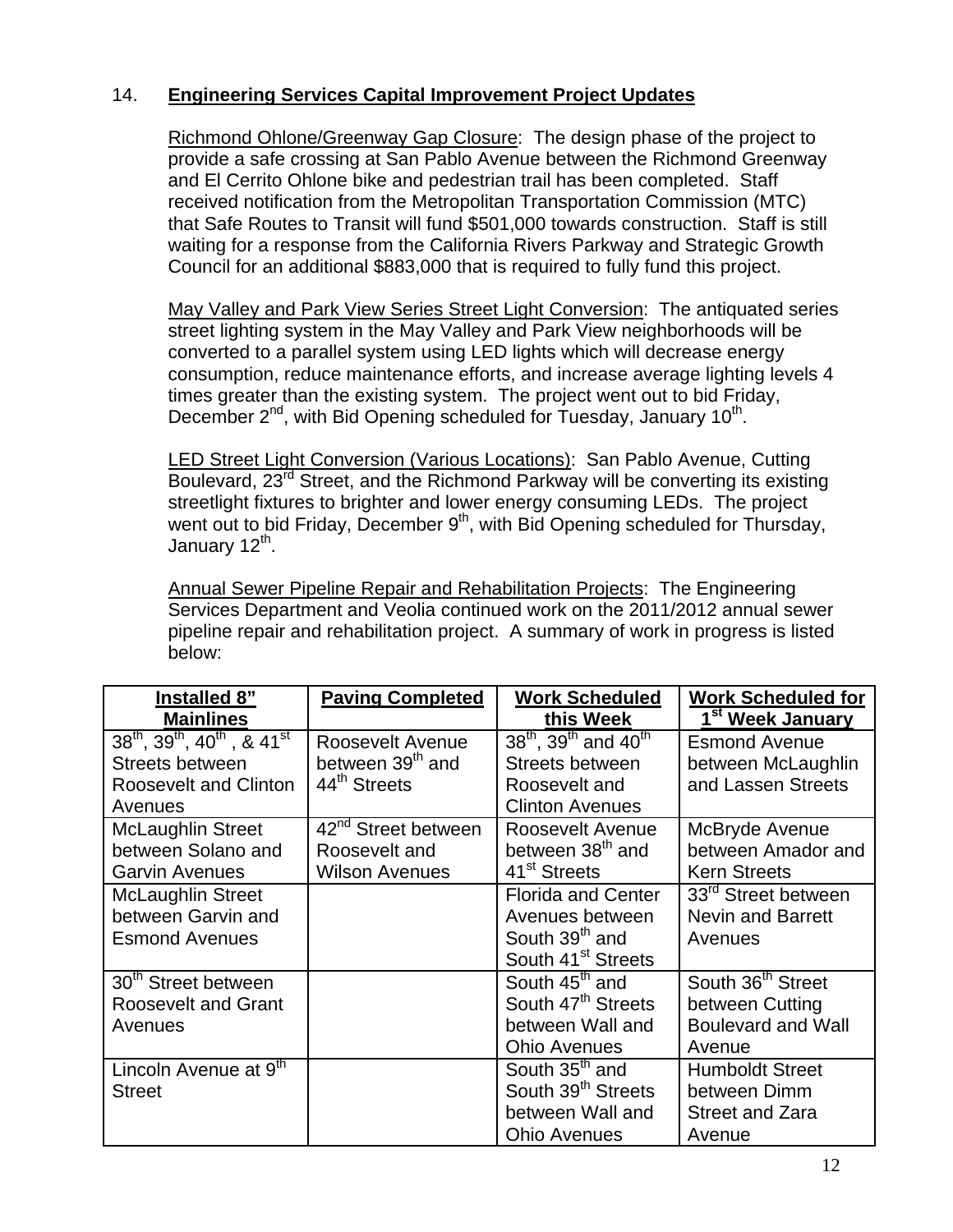## 14. **Engineering Services Capital Improvement Project Updates**

Richmond Ohlone/Greenway Gap Closure: The design phase of the project to provide a safe crossing at San Pablo Avenue between the Richmond Greenway and El Cerrito Ohlone bike and pedestrian trail has been completed. Staff received notification from the Metropolitan Transportation Commission (MTC) that Safe Routes to Transit will fund $501,000 towards construction. Staff is still waiting for a response from the California Rivers Parkway and Strategic Growth Council for an additional $883,000 that is required to fully fund this project.

May Valley and Park View Series Street Light Conversion: The antiquated series street lighting system in the May Valley and Park View neighborhoods will be converted to a parallel system using LED lights which will decrease energy consumption, reduce maintenance efforts, and increase average lighting levels 4 times greater than the existing system. The project went out to bid Friday, December 2nd, with Bid Opening scheduled for Tuesday, January 10th.

LED Street Light Conversion (Various Locations): San Pablo Avenue, Cutting Boulevard, 23rd Street, and the Richmond Parkway will be converting its existing streetlight fixtures to brighter and lower energy consuming LEDs. The project went out to bid Friday, December 9th, with Bid Opening scheduled for Thursday, January 12th.

Annual Sewer Pipeline Repair and Rehabilitation Projects: The Engineering Services Department and Veolia continued work on the 2011/2012 annual sewer pipeline repair and rehabilitation project. A summary of work in progress is listed below:

| Installed 8" Mainlines | Paving Completed | Work Scheduled this Week | Work Scheduled for 1st Week January |
|---|---|---|---|
| 38th, 39th, 40th, & 41st Streets between Roosevelt and Clinton Avenues | Roosevelt Avenue between 39th and 44th Streets | 38th, 39th and 40th Streets between Roosevelt and Clinton Avenues | Esmond Avenue between McLaughlin and Lassen Streets |
| McLaughlin Street between Solano and Garvin Avenues | 42nd Street between Roosevelt and Wilson Avenues | Roosevelt Avenue between 38th and 41st Streets | McBryde Avenue between Amador and Kern Streets |
| McLaughlin Street between Garvin and Esmond Avenues | | Florida and Center Avenues between South 39th and South 41st Streets | 33rd Street between Nevin and Barrett Avenues |
| 30th Street between Roosevelt and Grant Avenues | | South 45th and South 47th Streets between Wall and Ohio Avenues | South 36th Street between Cutting Boulevard and Wall Avenue |
| Lincoln Avenue at 9th Street | | South 35th and South 39th Streets between Wall and Ohio Avenues | Humboldt Street between Dimm Street and Zara Avenue |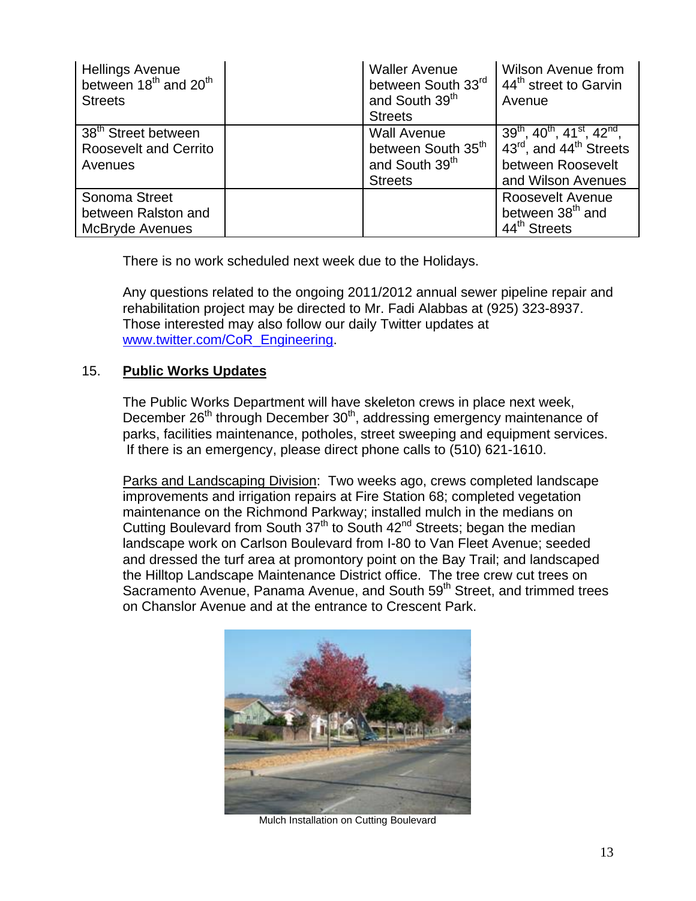| Hellings Avenue between 18th and 20th Streets | | Waller Avenue between South 33rd and South 39th Streets | Wilson Avenue from 44th street to Garvin Avenue |
|---|---|---|---|
| 38th Street between Roosevelt and Cerrito Avenues | | Wall Avenue between South 35th and South 39th Streets | 39th, 40th, 41st, 42nd, 43rd, and 44th Streets between Roosevelt and Wilson Avenues |
| Sonoma Street between Ralston and McBryde Avenues | | | Roosevelt Avenue between 38th and 44th Streets |

There is no work scheduled next week due to the Holidays.

Any questions related to the ongoing 2011/2012 annual sewer pipeline repair and rehabilitation project may be directed to Mr. Fadi Alabbas at (925) 323-8937. Those interested may also follow our daily Twitter updates at www.twitter.com/CoR_Engineering.

## 15. **Public Works Updates**

The Public Works Department will have skeleton crews in place next week, December 26th through December 30th, addressing emergency maintenance of parks, facilities maintenance, potholes, street sweeping and equipment services. If there is an emergency, please direct phone calls to (510) 621-1610.

Parks and Landscaping Division: Two weeks ago, crews completed landscape improvements and irrigation repairs at Fire Station 68; completed vegetation maintenance on the Richmond Parkway; installed mulch in the medians on Cutting Boulevard from South 37th to South 42nd Streets; began the median landscape work on Carlson Boulevard from I-80 to Van Fleet Avenue; seeded and dressed the turf area at promontory point on the Bay Trail; and landscaped the Hilltop Landscape Maintenance District office. The tree crew cut trees on Sacramento Avenue, Panama Avenue, and South 59th Street, and trimmed trees on Chanslor Avenue and at the entrance to Crescent Park.

Mulch Installation on Cutting Boulevard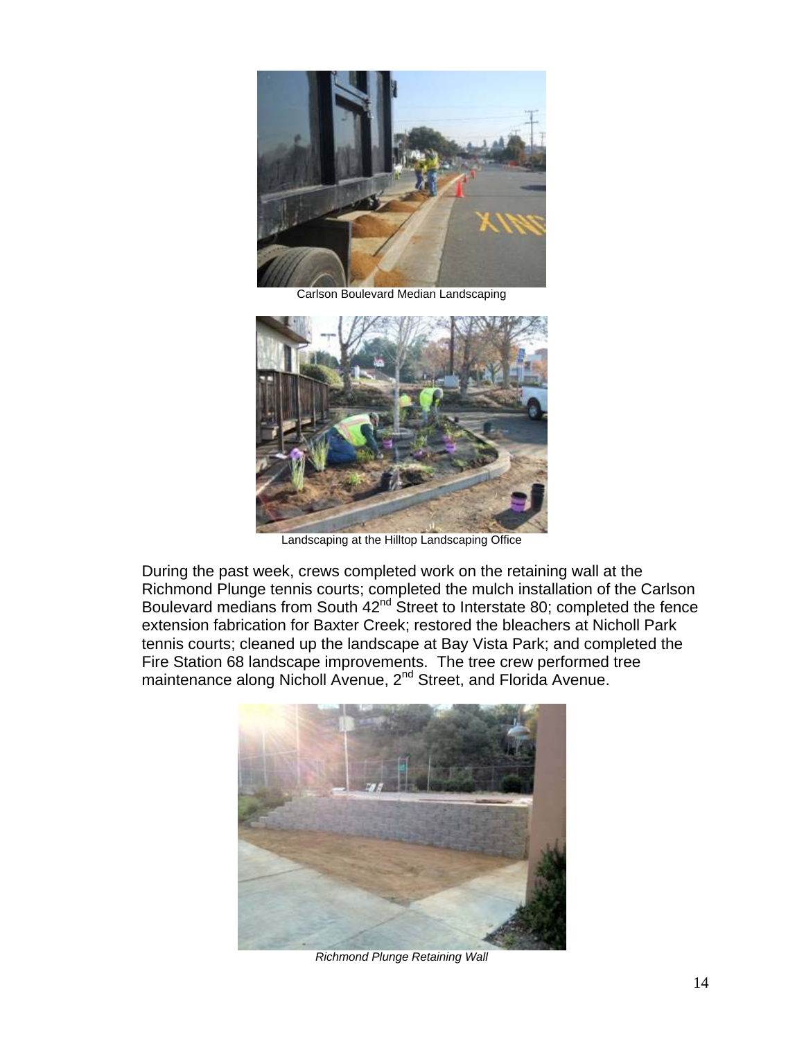Carlson Boulevard Median Landscaping

Landscaping at the Hilltop Landscaping Office

During the past week, crews completed work on the retaining wall at the Richmond Plunge tennis courts; completed the mulch installation of the Carlson Boulevard medians from South 42nd Street to Interstate 80; completed the fence extension fabrication for Baxter Creek; restored the bleachers at Nicholl Park tennis courts; cleaned up the landscape at Bay Vista Park; and completed the Fire Station 68 landscape improvements. The tree crew performed tree maintenance along Nicholl Avenue, 2nd Street, and Florida Avenue.

*Richmond Plunge Retaining Wall*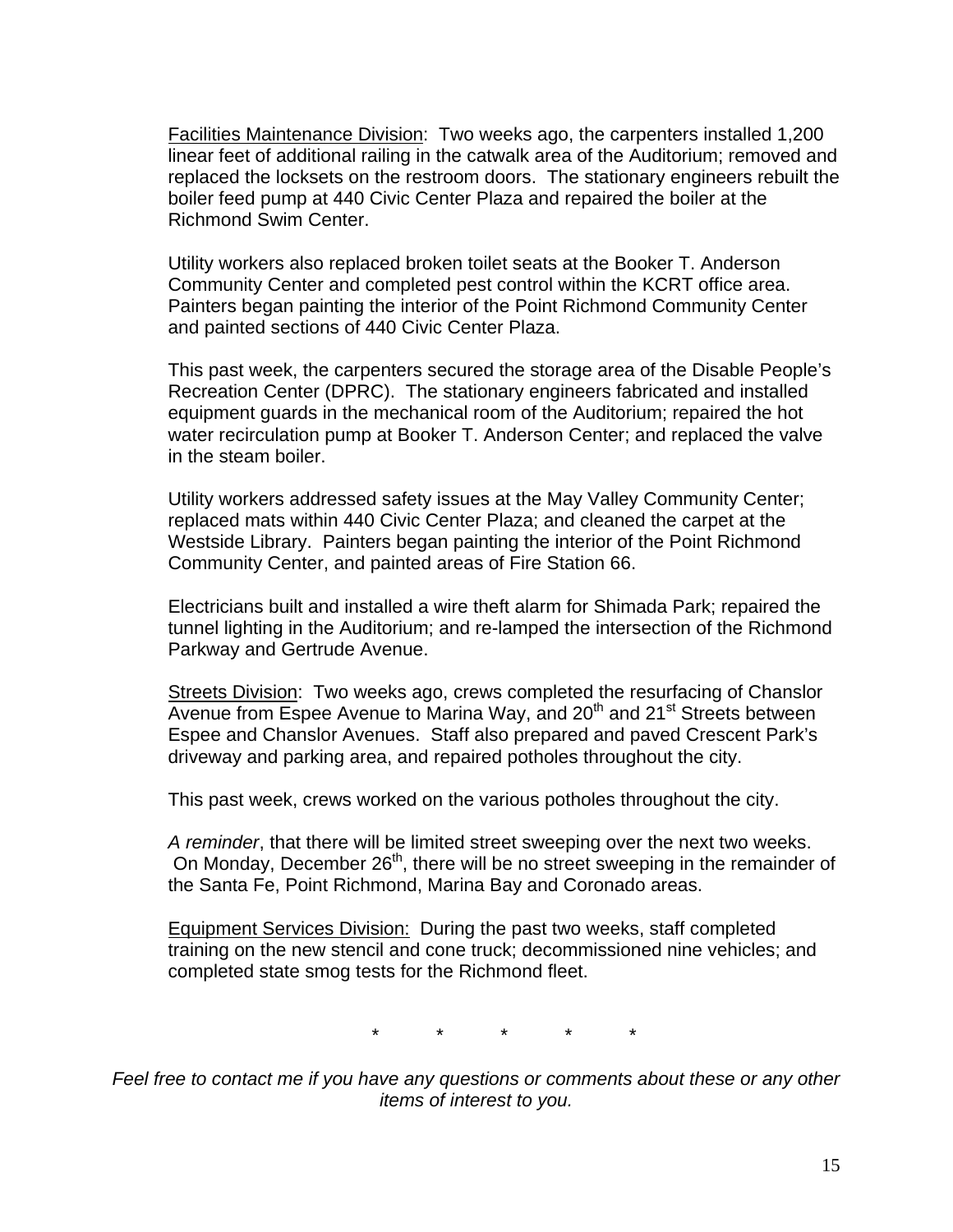<u>Facilities Maintenance Division</u>: Two weeks ago, the carpenters installed 1,200 linear feet of additional railing in the catwalk area of the Auditorium; removed and replaced the locksets on the restroom doors. The stationary engineers rebuilt the boiler feed pump at 440 Civic Center Plaza and repaired the boiler at the Richmond Swim Center.

Utility workers also replaced broken toilet seats at the Booker T. Anderson Community Center and completed pest control within the KCRT office area. Painters began painting the interior of the Point Richmond Community Center and painted sections of 440 Civic Center Plaza.

This past week, the carpenters secured the storage area of the Disable People's Recreation Center (DPRC). The stationary engineers fabricated and installed equipment guards in the mechanical room of the Auditorium; repaired the hot water recirculation pump at Booker T. Anderson Center; and replaced the valve in the steam boiler.

Utility workers addressed safety issues at the May Valley Community Center; replaced mats within 440 Civic Center Plaza; and cleaned the carpet at the Westside Library. Painters began painting the interior of the Point Richmond Community Center, and painted areas of Fire Station 66.

Electricians built and installed a wire theft alarm for Shimada Park; repaired the tunnel lighting in the Auditorium; and re-lamped the intersection of the Richmond Parkway and Gertrude Avenue.

<u>Streets Division</u>: Two weeks ago, crews completed the resurfacing of Chanslor Avenue from Espee Avenue to Marina Way, and 20th and 21st Streets between Espee and Chanslor Avenues. Staff also prepared and paved Crescent Park's driveway and parking area, and repaired potholes throughout the city.

This past week, crews worked on the various potholes throughout the city.

*A reminder*, that there will be limited street sweeping over the next two weeks. On Monday, December 26th, there will be no street sweeping in the remainder of the Santa Fe, Point Richmond, Marina Bay and Coronado areas.

<u>Equipment Services Division:</u> During the past two weeks, staff completed training on the new stencil and cone truck; decommissioned nine vehicles; and completed state smog tests for the Richmond fleet.

\* \* \* \* \*

*Feel free to contact me if you have any questions or comments about these or any other items of interest to you.*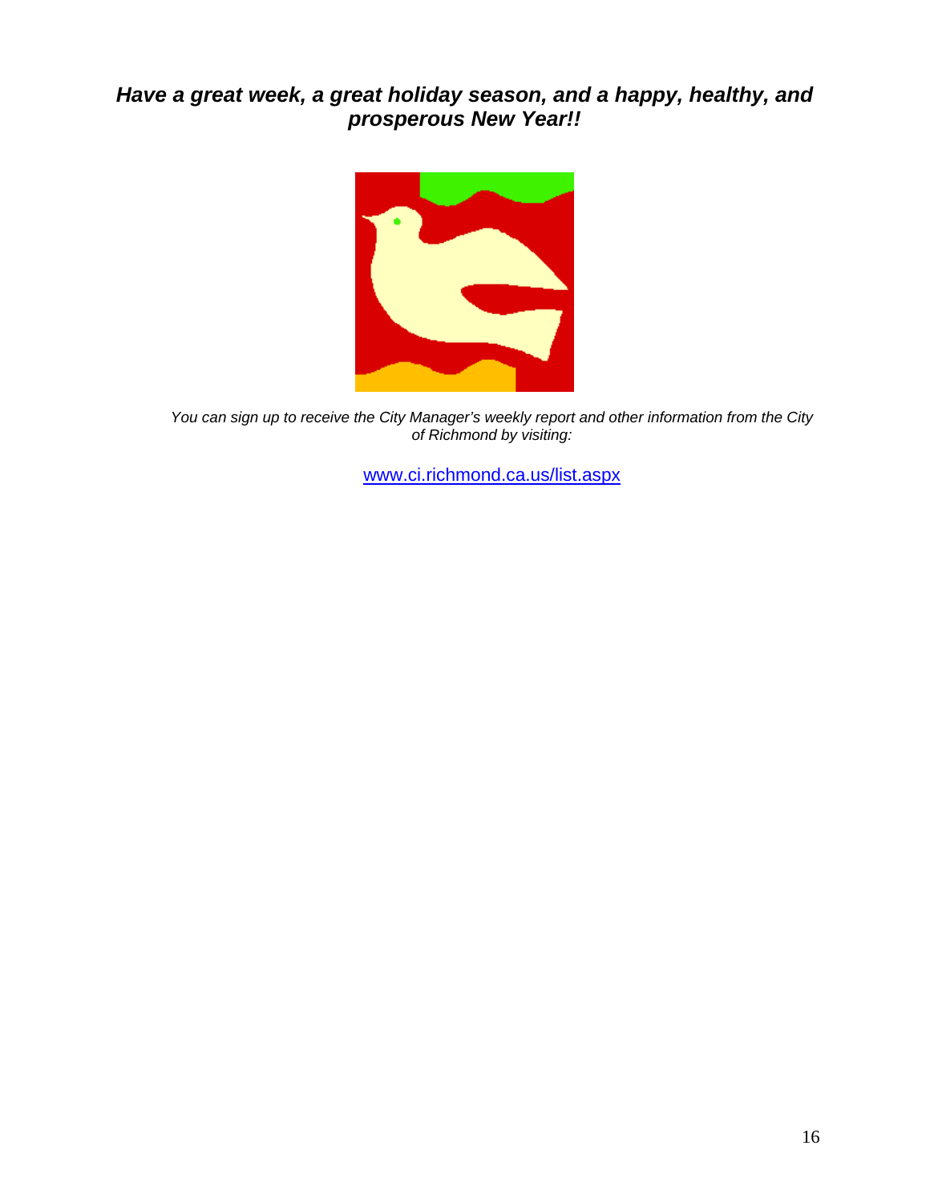***Have a great week, a great holiday season, and a happy, healthy, and prosperous New Year!!***

*You can sign up to receive the City Manager's weekly report and other information from the City of Richmond by visiting:*

www.ci.richmond.ca.us/list.aspx